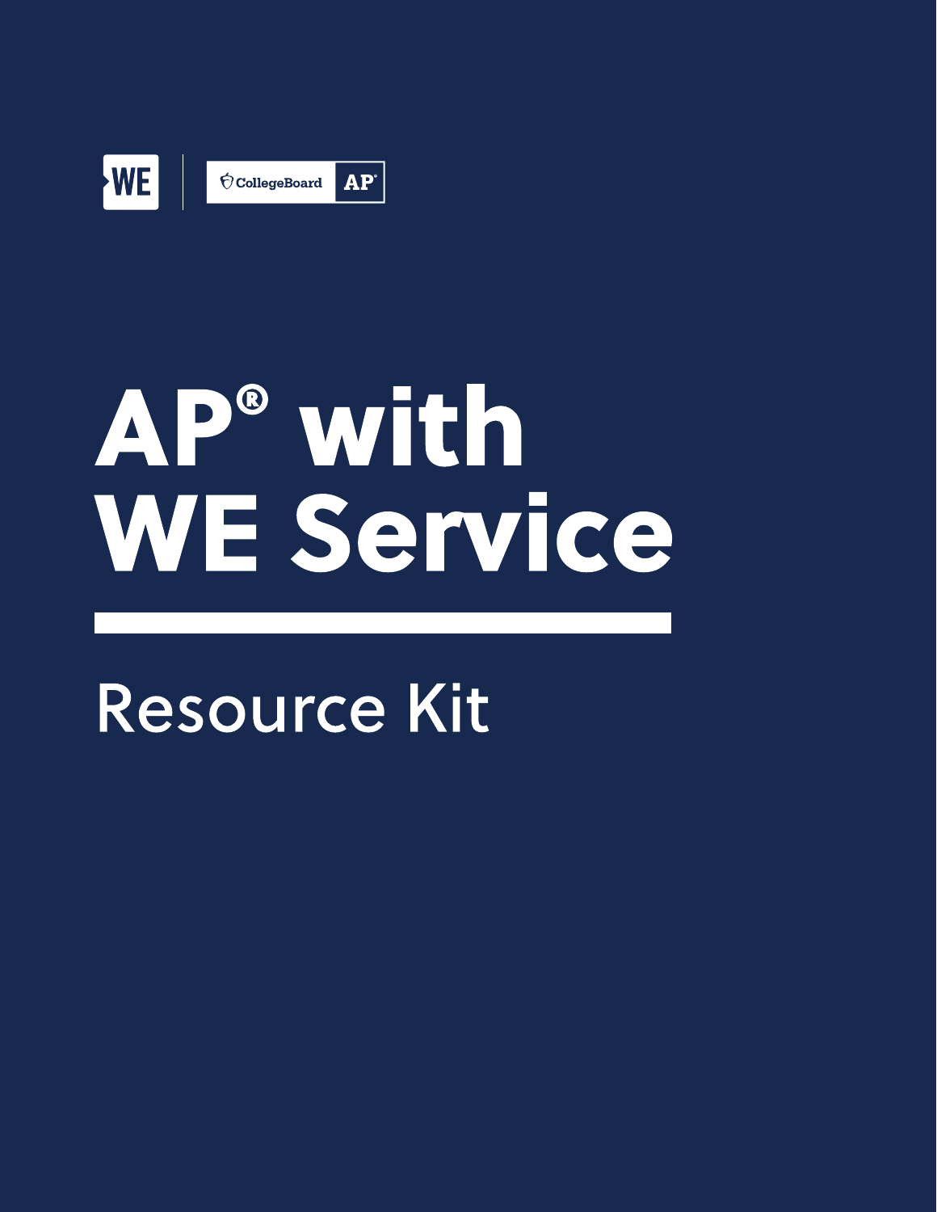WE | CollegeBoard AP

# AP® with WE Service

## Resource Kit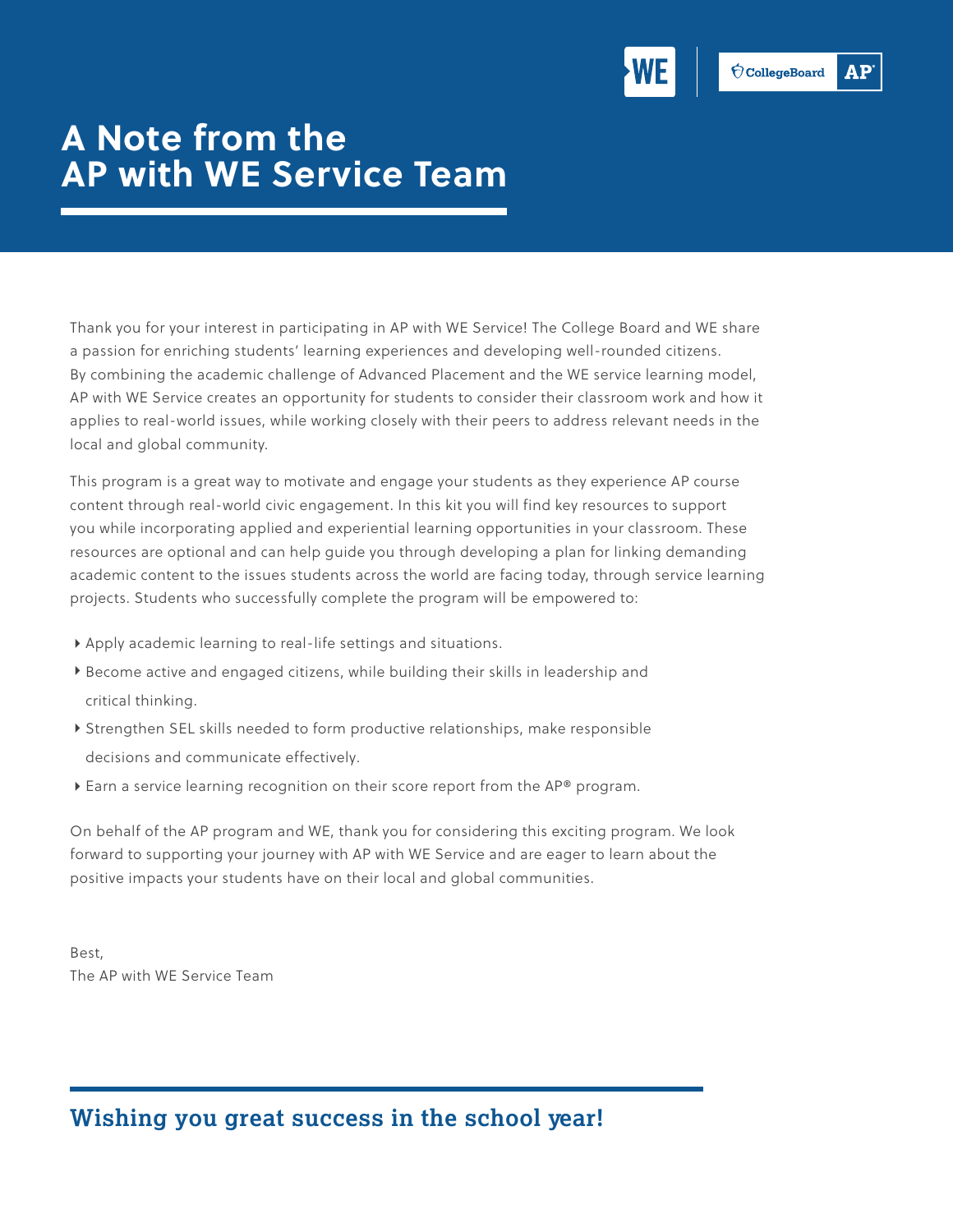# A Note from the AP with WE Service Team

Thank you for your interest in participating in AP with WE Service! The College Board and WE share a passion for enriching students' learning experiences and developing well-rounded citizens. By combining the academic challenge of Advanced Placement and the WE service learning model, AP with WE Service creates an opportunity for students to consider their classroom work and how it applies to real-world issues, while working closely with their peers to address relevant needs in the local and global community.

This program is a great way to motivate and engage your students as they experience AP course content through real-world civic engagement. In this kit you will find key resources to support you while incorporating applied and experiential learning opportunities in your classroom. These resources are optional and can help guide you through developing a plan for linking demanding academic content to the issues students across the world are facing today, through service learning projects. Students who successfully complete the program will be empowered to:

- Apply academic learning to real-life settings and situations.
- Become active and engaged citizens, while building their skills in leadership and critical thinking.
- Strengthen SEL skills needed to form productive relationships, make responsible decisions and communicate effectively.
- Earn a service learning recognition on their score report from the AP® program.

On behalf of the AP program and WE, thank you for considering this exciting program. We look forward to supporting your journey with AP with WE Service and are eager to learn about the positive impacts your students have on their local and global communities.

Best,
The AP with WE Service Team

## Wishing you great success in the school year!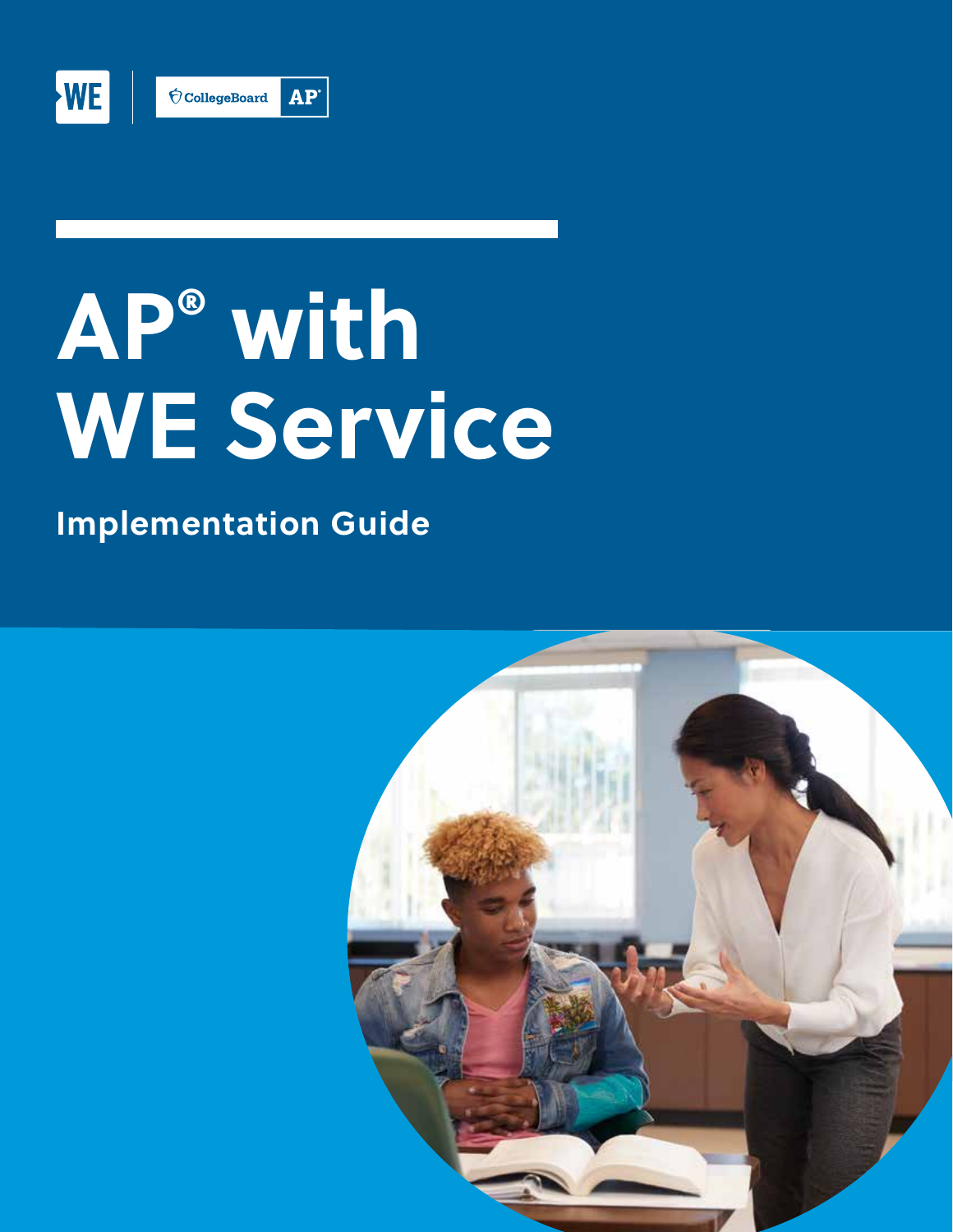WE | CollegeBoard AP

# AP® with WE Service

## Implementation Guide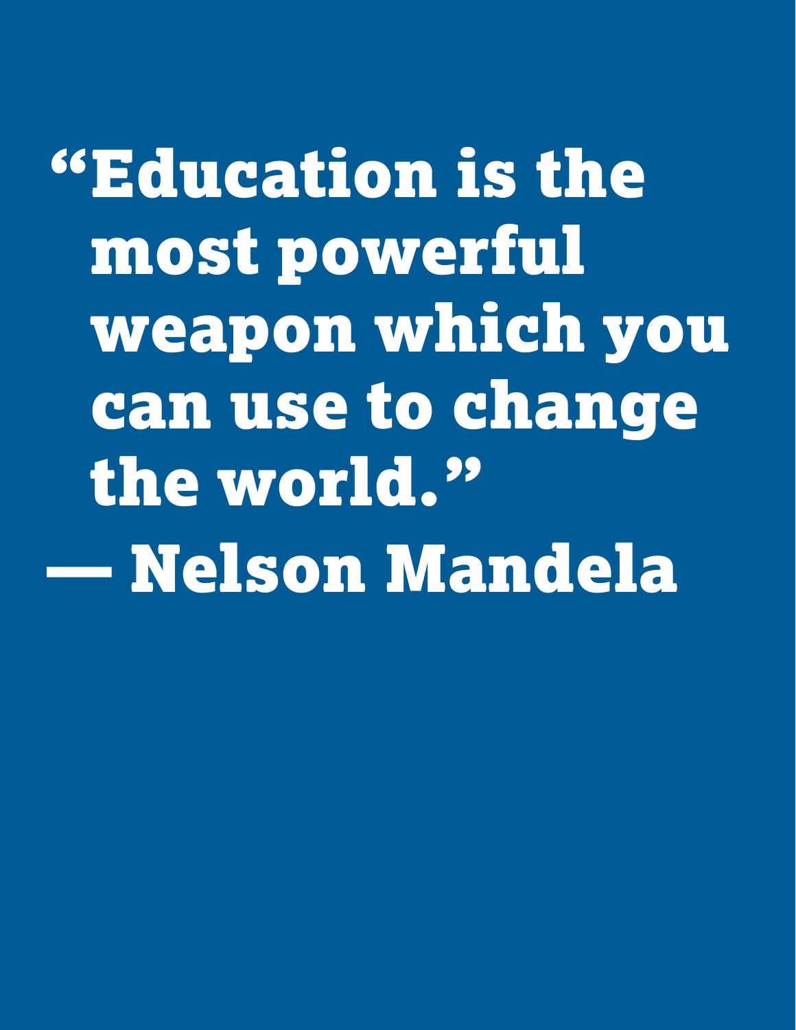**“Education is the most powerful weapon which you can use to change the world.”**

**— Nelson Mandela**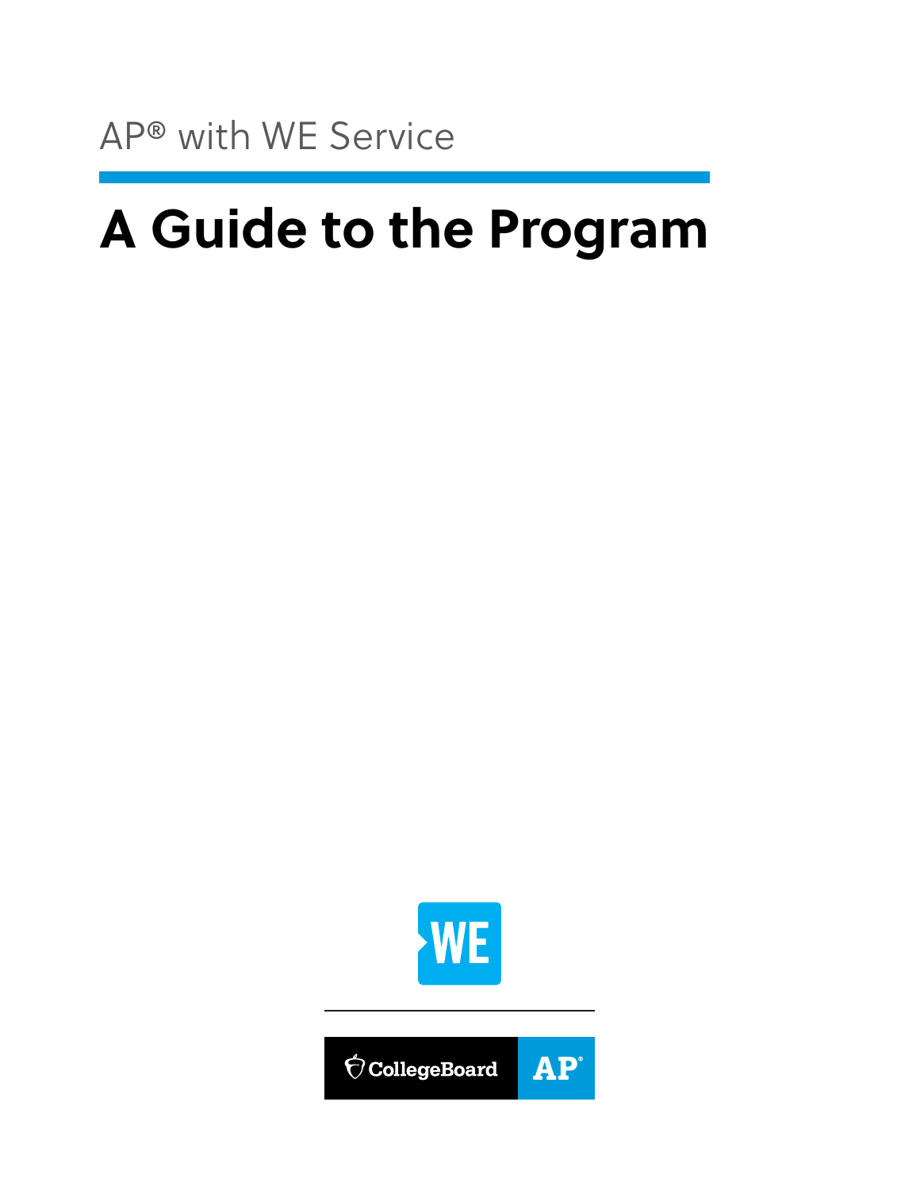AP® with WE Service

# A Guide to the Program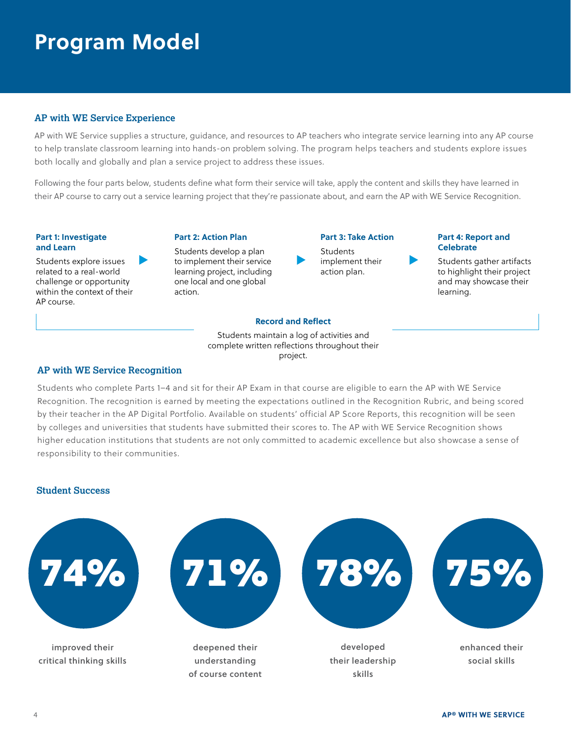# Program Model

## AP with WE Service Experience

AP with WE Service supplies a structure, guidance, and resources to AP teachers who integrate service learning into any AP course to help translate classroom learning into hands-on problem solving. The program helps teachers and students explore issues both locally and globally and plan a service project to address these issues.

Following the four parts below, students define what form their service will take, apply the content and skills they have learned in their AP course to carry out a service learning project that they're passionate about, and earn the AP with WE Service Recognition.

**Part 1: Investigate and Learn**
Students explore issues related to a real-world challenge or opportunity within the context of their AP course.

**Part 2: Action Plan**
Students develop a plan to implement their service learning project, including one local and one global action.

**Part 3: Take Action**
Students implement their action plan.

**Part 4: Report and Celebrate**
Students gather artifacts to highlight their project and may showcase their learning.

**Record and Reflect**
Students maintain a log of activities and complete written reflections throughout their project.

## AP with WE Service Recognition

Students who complete Parts 1–4 and sit for their AP Exam in that course are eligible to earn the AP with WE Service Recognition. The recognition is earned by meeting the expectations outlined in the Recognition Rubric, and being scored by their teacher in the AP Digital Portfolio. Available on students' official AP Score Reports, this recognition will be seen by colleges and universities that students have submitted their scores to. The AP with WE Service Recognition shows higher education institutions that students are not only committed to academic excellence but also showcase a sense of responsibility to their communities.

## Student Success

**74%** improved their critical thinking skills

**71%** deepened their understanding of course content

**78%** developed their leadership skills

**75%** enhanced their social skills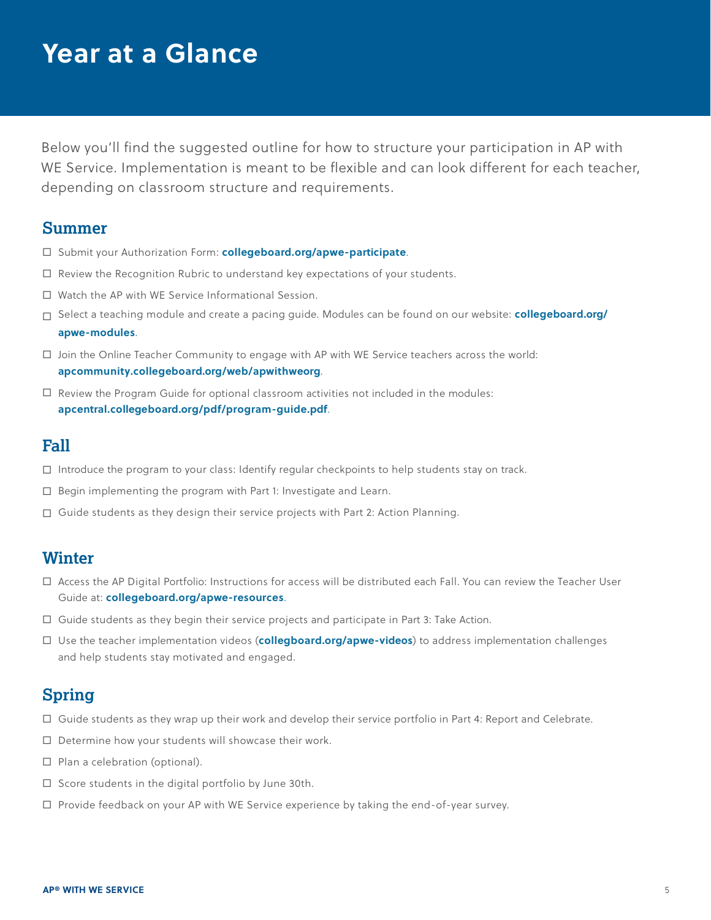# Year at a Glance

Below you'll find the suggested outline for how to structure your participation in AP with WE Service. Implementation is meant to be flexible and can look different for each teacher, depending on classroom structure and requirements.

## Summer

- ☐ Submit your Authorization Form: **collegeboard.org/apwe-participate**.
- ☐ Review the Recognition Rubric to understand key expectations of your students.
- ☐ Watch the AP with WE Service Informational Session.
- ☐ Select a teaching module and create a pacing guide. Modules can be found on our website: **collegeboard.org/apwe-modules**.
- ☐ Join the Online Teacher Community to engage with AP with WE Service teachers across the world: **apcommunity.collegeboard.org/web/apwithweorg**.
- ☐ Review the Program Guide for optional classroom activities not included in the modules: **apcentral.collegeboard.org/pdf/program-guide.pdf**.

## Fall

- ☐ Introduce the program to your class: Identify regular checkpoints to help students stay on track.
- ☐ Begin implementing the program with Part 1: Investigate and Learn.
- ☐ Guide students as they design their service projects with Part 2: Action Planning.

## Winter

- ☐ Access the AP Digital Portfolio: Instructions for access will be distributed each Fall. You can review the Teacher User Guide at: **collegeboard.org/apwe-resources**.
- ☐ Guide students as they begin their service projects and participate in Part 3: Take Action.
- ☐ Use the teacher implementation videos (**collegboard.org/apwe-videos**) to address implementation challenges and help students stay motivated and engaged.

## Spring

- ☐ Guide students as they wrap up their work and develop their service portfolio in Part 4: Report and Celebrate.
- ☐ Determine how your students will showcase their work.
- ☐ Plan a celebration (optional).
- ☐ Score students in the digital portfolio by June 30th.
- ☐ Provide feedback on your AP with WE Service experience by taking the end-of-year survey.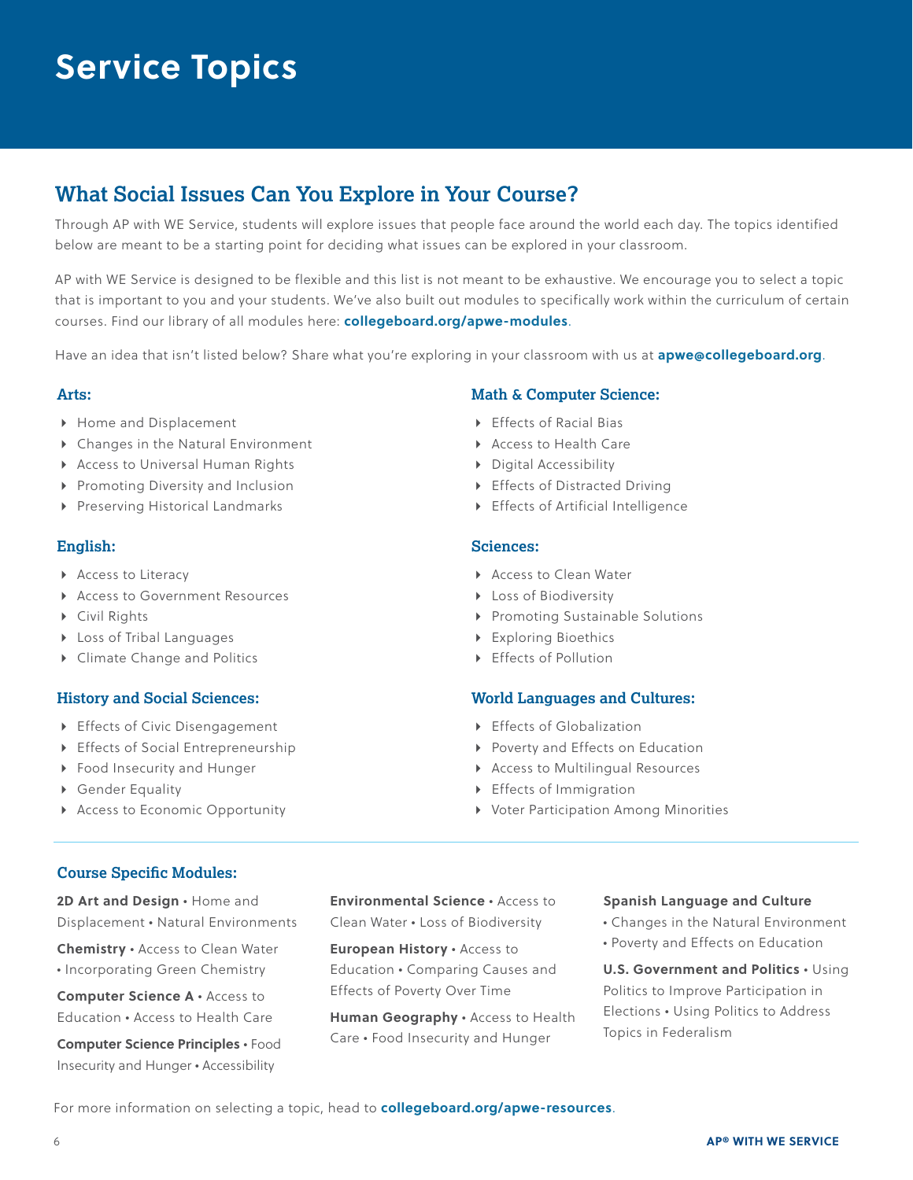# Service Topics

## What Social Issues Can You Explore in Your Course?

Through AP with WE Service, students will explore issues that people face around the world each day. The topics identified below are meant to be a starting point for deciding what issues can be explored in your classroom.

AP with WE Service is designed to be flexible and this list is not meant to be exhaustive. We encourage you to select a topic that is important to you and your students. We've also built out modules to specifically work within the curriculum of certain courses. Find our library of all modules here: **collegeboard.org/apwe-modules**.

Have an idea that isn't listed below? Share what you're exploring in your classroom with us at **apwe@collegeboard.org**.

### Arts:

- Home and Displacement
- Changes in the Natural Environment
- Access to Universal Human Rights
- Promoting Diversity and Inclusion
- Preserving Historical Landmarks

### English:

- Access to Literacy
- Access to Government Resources
- Civil Rights
- Loss of Tribal Languages
- Climate Change and Politics

### History and Social Sciences:

- Effects of Civic Disengagement
- Effects of Social Entrepreneurship
- Food Insecurity and Hunger
- Gender Equality
- Access to Economic Opportunity

### Math & Computer Science:

- Effects of Racial Bias
- Access to Health Care
- Digital Accessibility
- Effects of Distracted Driving
- Effects of Artificial Intelligence

### Sciences:

- Access to Clean Water
- Loss of Biodiversity
- Promoting Sustainable Solutions
- Exploring Bioethics
- Effects of Pollution

### World Languages and Cultures:

- Effects of Globalization
- Poverty and Effects on Education
- Access to Multilingual Resources
- Effects of Immigration
- Voter Participation Among Minorities

### Course Specific Modules:

**2D Art and Design** • Home and Displacement • Natural Environments

**Chemistry** • Access to Clean Water • Incorporating Green Chemistry

**Computer Science A** • Access to Education • Access to Health Care

**Computer Science Principles** • Food Insecurity and Hunger • Accessibility

**Environmental Science** • Access to Clean Water • Loss of Biodiversity

**European History** • Access to Education • Comparing Causes and Effects of Poverty Over Time

**Human Geography** • Access to Health Care • Food Insecurity and Hunger

**Spanish Language and Culture** • Changes in the Natural Environment • Poverty and Effects on Education

**U.S. Government and Politics** • Using Politics to Improve Participation in Elections • Using Politics to Address Topics in Federalism

For more information on selecting a topic, head to **collegeboard.org/apwe-resources**.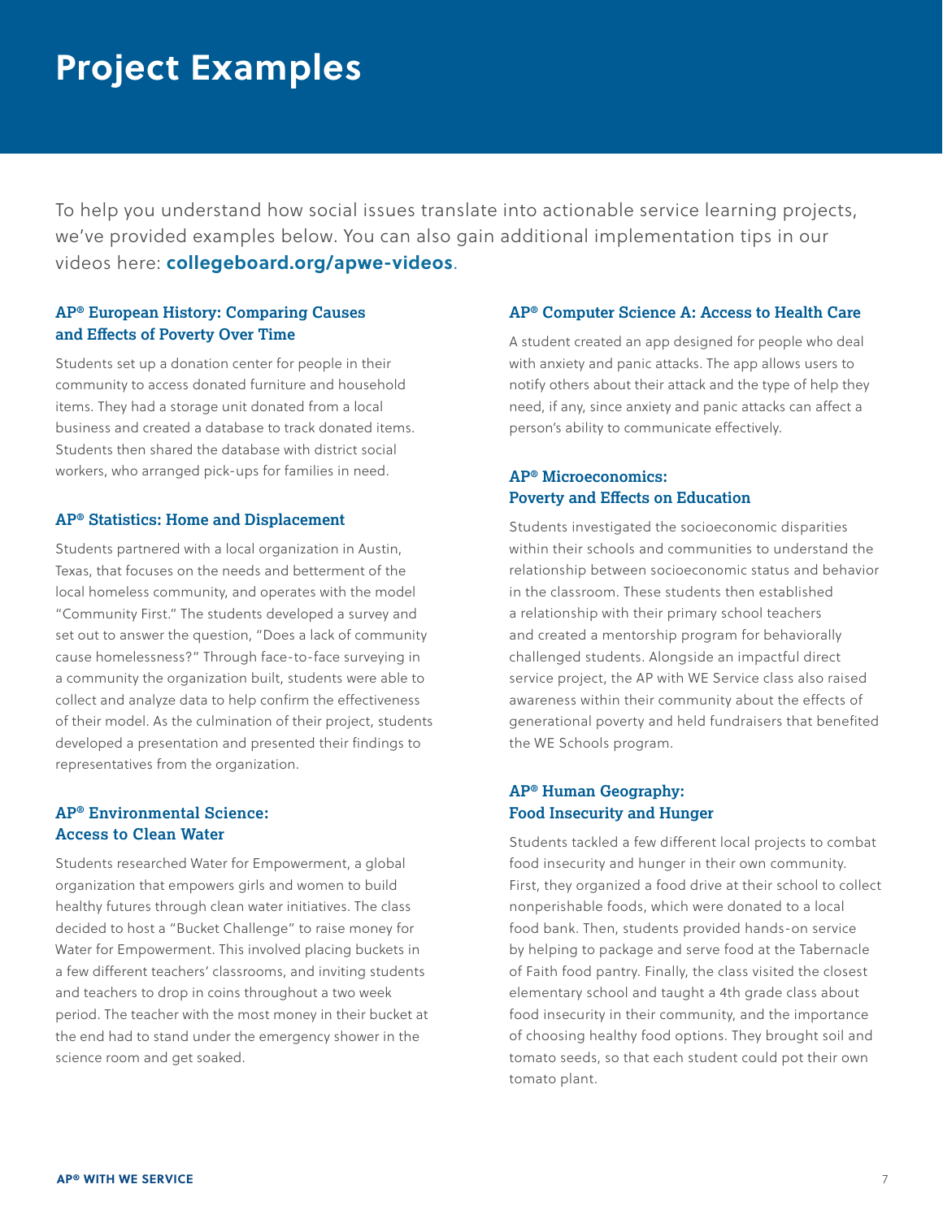# Project Examples

To help you understand how social issues translate into actionable service learning projects, we've provided examples below. You can also gain additional implementation tips in our videos here: **collegeboard.org/apwe-videos**.

### AP® European History: Comparing Causes and Effects of Poverty Over Time

Students set up a donation center for people in their community to access donated furniture and household items. They had a storage unit donated from a local business and created a database to track donated items. Students then shared the database with district social workers, who arranged pick-ups for families in need.

### AP® Statistics: Home and Displacement

Students partnered with a local organization in Austin, Texas, that focuses on the needs and betterment of the local homeless community, and operates with the model "Community First." The students developed a survey and set out to answer the question, "Does a lack of community cause homelessness?" Through face-to-face surveying in a community the organization built, students were able to collect and analyze data to help confirm the effectiveness of their model. As the culmination of their project, students developed a presentation and presented their findings to representatives from the organization.

### AP® Environmental Science: Access to Clean Water

Students researched Water for Empowerment, a global organization that empowers girls and women to build healthy futures through clean water initiatives. The class decided to host a "Bucket Challenge" to raise money for Water for Empowerment. This involved placing buckets in a few different teachers' classrooms, and inviting students and teachers to drop in coins throughout a two week period. The teacher with the most money in their bucket at the end had to stand under the emergency shower in the science room and get soaked.

### AP® Computer Science A: Access to Health Care

A student created an app designed for people who deal with anxiety and panic attacks. The app allows users to notify others about their attack and the type of help they need, if any, since anxiety and panic attacks can affect a person's ability to communicate effectively.

### AP® Microeconomics: Poverty and Effects on Education

Students investigated the socioeconomic disparities within their schools and communities to understand the relationship between socioeconomic status and behavior in the classroom. These students then established a relationship with their primary school teachers and created a mentorship program for behaviorally challenged students. Alongside an impactful direct service project, the AP with WE Service class also raised awareness within their community about the effects of generational poverty and held fundraisers that benefited the WE Schools program.

### AP® Human Geography: Food Insecurity and Hunger

Students tackled a few different local projects to combat food insecurity and hunger in their own community. First, they organized a food drive at their school to collect nonperishable foods, which were donated to a local food bank. Then, students provided hands-on service by helping to package and serve food at the Tabernacle of Faith food pantry. Finally, the class visited the closest elementary school and taught a 4th grade class about food insecurity in their community, and the importance of choosing healthy food options. They brought soil and tomato seeds, so that each student could pot their own tomato plant.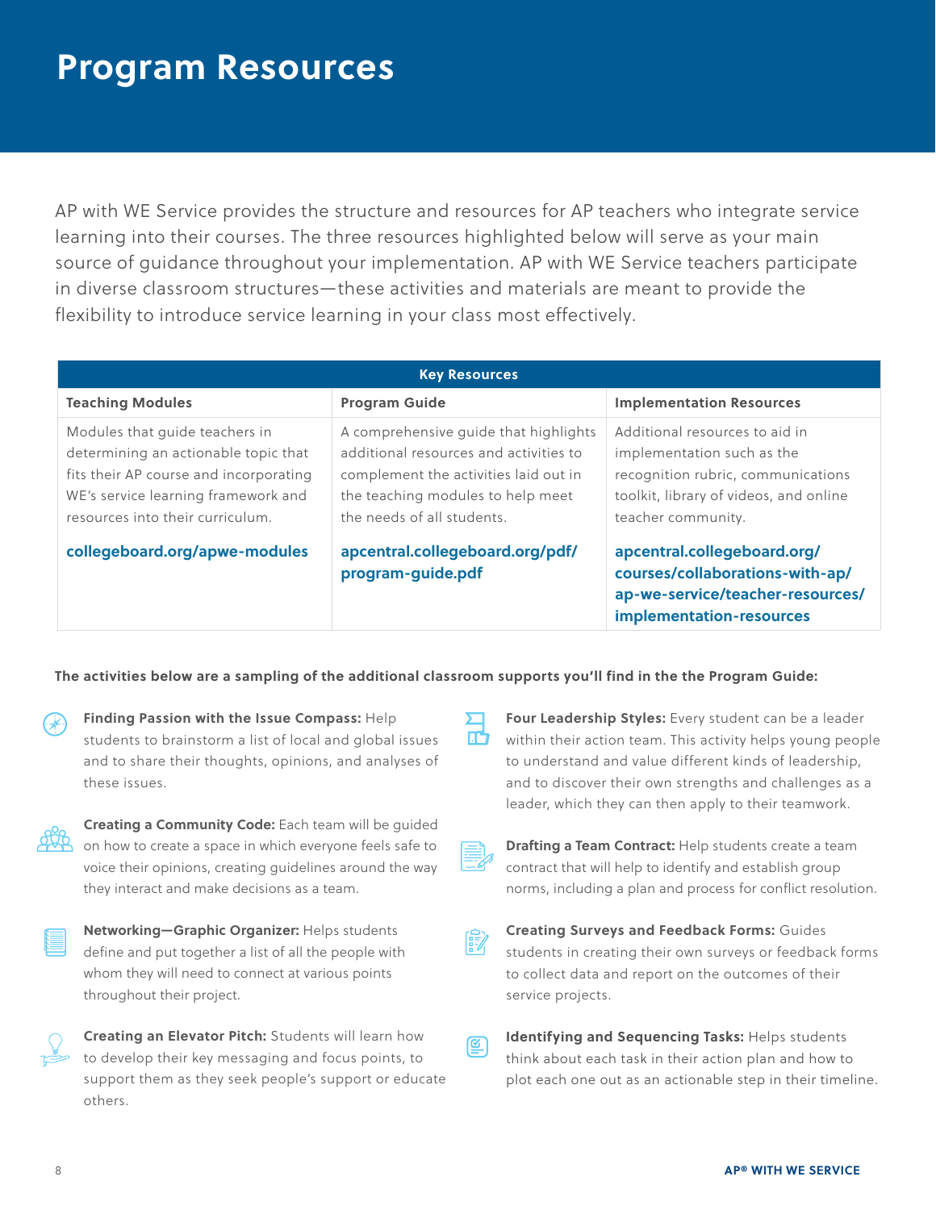# Program Resources

AP with WE Service provides the structure and resources for AP teachers who integrate service learning into their courses. The three resources highlighted below will serve as your main source of guidance throughout your implementation. AP with WE Service teachers participate in diverse classroom structures—these activities and materials are meant to provide the flexibility to introduce service learning in your class most effectively.

| Key Resources | | |
|---|---|---|
| **Teaching Modules** | **Program Guide** | **Implementation Resources** |
| Modules that guide teachers in determining an actionable topic that fits their AP course and incorporating WE's service learning framework and resources into their curriculum. **collegeboard.org/apwe-modules** | A comprehensive guide that highlights additional resources and activities to complement the activities laid out in the teaching modules to help meet the needs of all students. **apcentral.collegeboard.org/pdf/program-guide.pdf** | Additional resources to aid in implementation such as the recognition rubric, communications toolkit, library of videos, and online teacher community. **apcentral.collegeboard.org/courses/collaborations-with-ap/ap-we-service/teacher-resources/implementation-resources** |

**The activities below are a sampling of the additional classroom supports you'll find in the the Program Guide:**

**Finding Passion with the Issue Compass:** Help students to brainstorm a list of local and global issues and to share their thoughts, opinions, and analyses of these issues.

**Creating a Community Code:** Each team will be guided on how to create a space in which everyone feels safe to voice their opinions, creating guidelines around the way they interact and make decisions as a team.

**Networking—Graphic Organizer:** Helps students define and put together a list of all the people with whom they will need to connect at various points throughout their project.

**Creating an Elevator Pitch:** Students will learn how to develop their key messaging and focus points, to support them as they seek people's support or educate others.

**Four Leadership Styles:** Every student can be a leader within their action team. This activity helps young people to understand and value different kinds of leadership, and to discover their own strengths and challenges as a leader, which they can then apply to their teamwork.

**Drafting a Team Contract:** Help students create a team contract that will help to identify and establish group norms, including a plan and process for conflict resolution.

**Creating Surveys and Feedback Forms:** Guides students in creating their own surveys or feedback forms to collect data and report on the outcomes of their service projects.

**Identifying and Sequencing Tasks:** Helps students think about each task in their action plan and how to plot each one out as an actionable step in their timeline.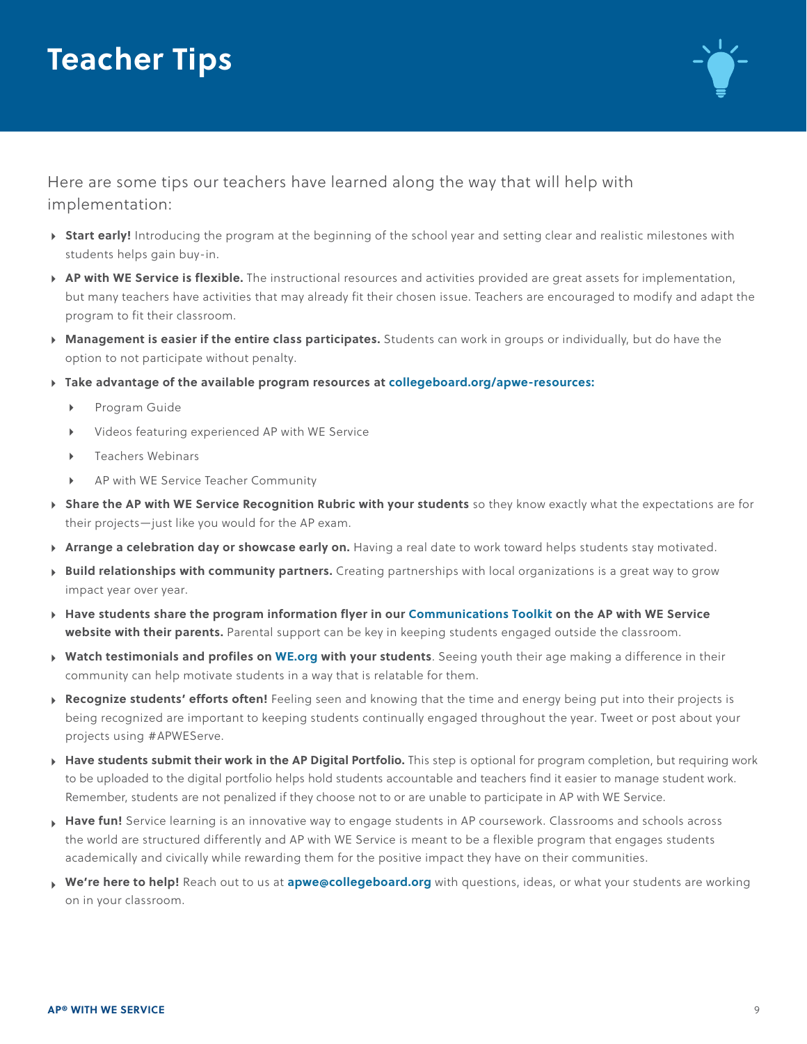# Teacher Tips

Here are some tips our teachers have learned along the way that will help with implementation:

- **Start early!** Introducing the program at the beginning of the school year and setting clear and realistic milestones with students helps gain buy-in.
- **AP with WE Service is flexible.** The instructional resources and activities provided are great assets for implementation, but many teachers have activities that may already fit their chosen issue. Teachers are encouraged to modify and adapt the program to fit their classroom.
- **Management is easier if the entire class participates.** Students can work in groups or individually, but do have the option to not participate without penalty.
- **Take advantage of the available program resources at collegeboard.org/apwe-resources:**
  - Program Guide
  - Videos featuring experienced AP with WE Service
  - Teachers Webinars
  - AP with WE Service Teacher Community
- **Share the AP with WE Service Recognition Rubric with your students** so they know exactly what the expectations are for their projects—just like you would for the AP exam.
- **Arrange a celebration day or showcase early on.** Having a real date to work toward helps students stay motivated.
- **Build relationships with community partners.** Creating partnerships with local organizations is a great way to grow impact year over year.
- **Have students share the program information flyer in our Communications Toolkit on the AP with WE Service website with their parents.** Parental support can be key in keeping students engaged outside the classroom.
- **Watch testimonials and profiles on WE.org with your students**. Seeing youth their age making a difference in their community can help motivate students in a way that is relatable for them.
- **Recognize students' efforts often!** Feeling seen and knowing that the time and energy being put into their projects is being recognized are important to keeping students continually engaged throughout the year. Tweet or post about your projects using #APWEServe.
- **Have students submit their work in the AP Digital Portfolio.** This step is optional for program completion, but requiring work to be uploaded to the digital portfolio helps hold students accountable and teachers find it easier to manage student work. Remember, students are not penalized if they choose not to or are unable to participate in AP with WE Service.
- **Have fun!** Service learning is an innovative way to engage students in AP coursework. Classrooms and schools across the world are structured differently and AP with WE Service is meant to be a flexible program that engages students academically and civically while rewarding them for the positive impact they have on their communities.
- **We're here to help!** Reach out to us at **apwe@collegeboard.org** with questions, ideas, or what your students are working on in your classroom.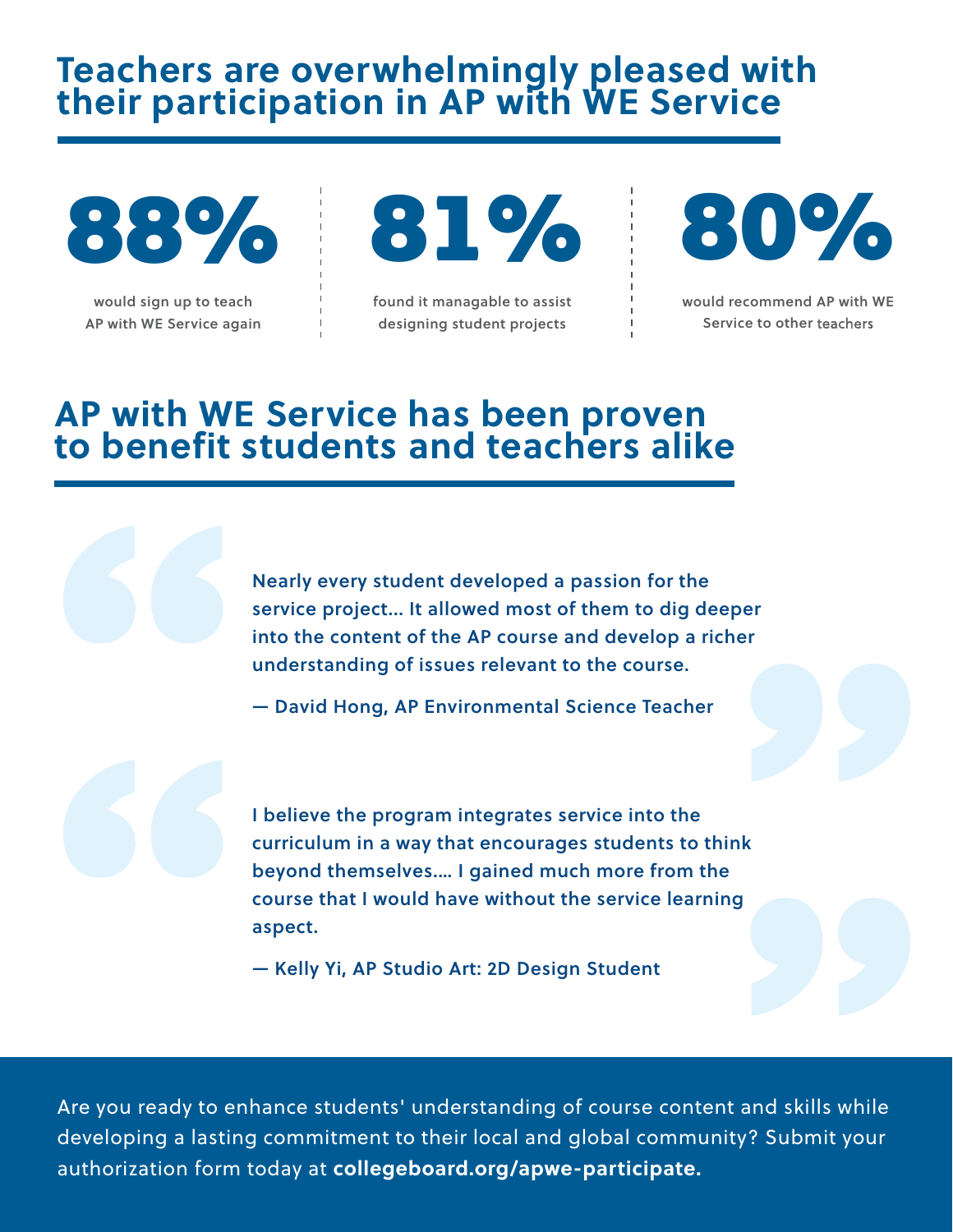# Teachers are overwhelmingly pleased with their participation in AP with WE Service

**88%**

would sign up to teach AP with WE Service again

**81%**

found it managable to assist designing student projects

**80%**

would recommend AP with WE Service to other teachers

# AP with WE Service has been proven to benefit students and teachers alike

> Nearly every student developed a passion for the service project... It allowed most of them to dig deeper into the content of the AP course and develop a richer understanding of issues relevant to the course.
>
> — David Hong, AP Environmental Science Teacher

> I believe the program integrates service into the curriculum in a way that encourages students to think beyond themselves.... I gained much more from the course that I would have without the service learning aspect.
>
> — Kelly Yi, AP Studio Art: 2D Design Student

Are you ready to enhance students' understanding of course content and skills while developing a lasting commitment to their local and global community? Submit your authorization form today at **collegeboard.org/apwe-participate.**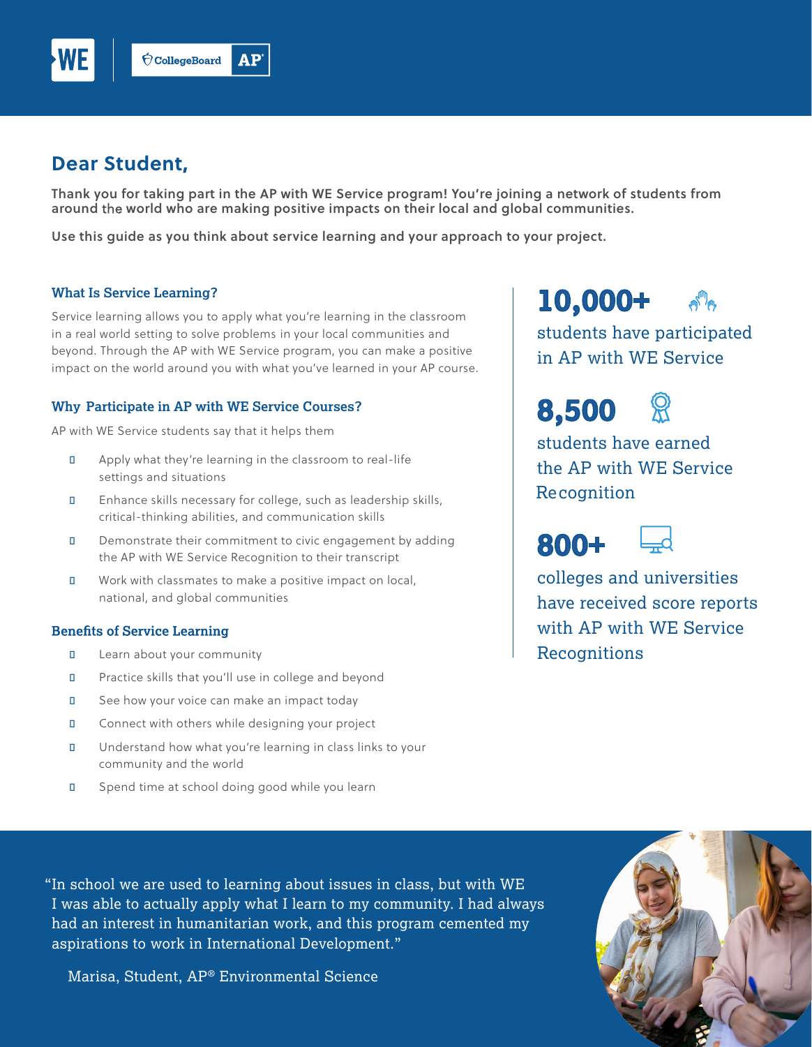## Dear Student,

**Thank you for taking part in the AP with WE Service program! You're joining a network of students from around the world who are making positive impacts on their local and global communities.**

**Use this guide as you think about service learning and your approach to your project.**

### What Is Service Learning?

Service learning allows you to apply what you're learning in the classroom in a real world setting to solve problems in your local communities and beyond. Through the AP with WE Service program, you can make a positive impact on the world around you with what you've learned in your AP course.

### Why Participate in AP with WE Service Courses?

AP with WE Service students say that it helps them

- Apply what they're learning in the classroom to real-life settings and situations
- Enhance skills necessary for college, such as leadership skills, critical-thinking abilities, and communication skills
- Demonstrate their commitment to civic engagement by adding the AP with WE Service Recognition to their transcript
- Work with classmates to make a positive impact on local, national, and global communities

### Benefits of Service Learning

- Learn about your community
- Practice skills that you'll use in college and beyond
- See how your voice can make an impact today
- Connect with others while designing your project
- Understand how what you're learning in class links to your community and the world
- Spend time at school doing good while you learn

**10,000+**
students have participated in AP with WE Service

**8,500**
students have earned the AP with WE Service Recognition

**800+**
colleges and universities have received score reports with AP with WE Service Recognitions

"In school we are used to learning about issues in class, but with WE I was able to actually apply what I learn to my community. I had always had an interest in humanitarian work, and this program cemented my aspirations to work in International Development."

Marisa, Student, AP® Environmental Science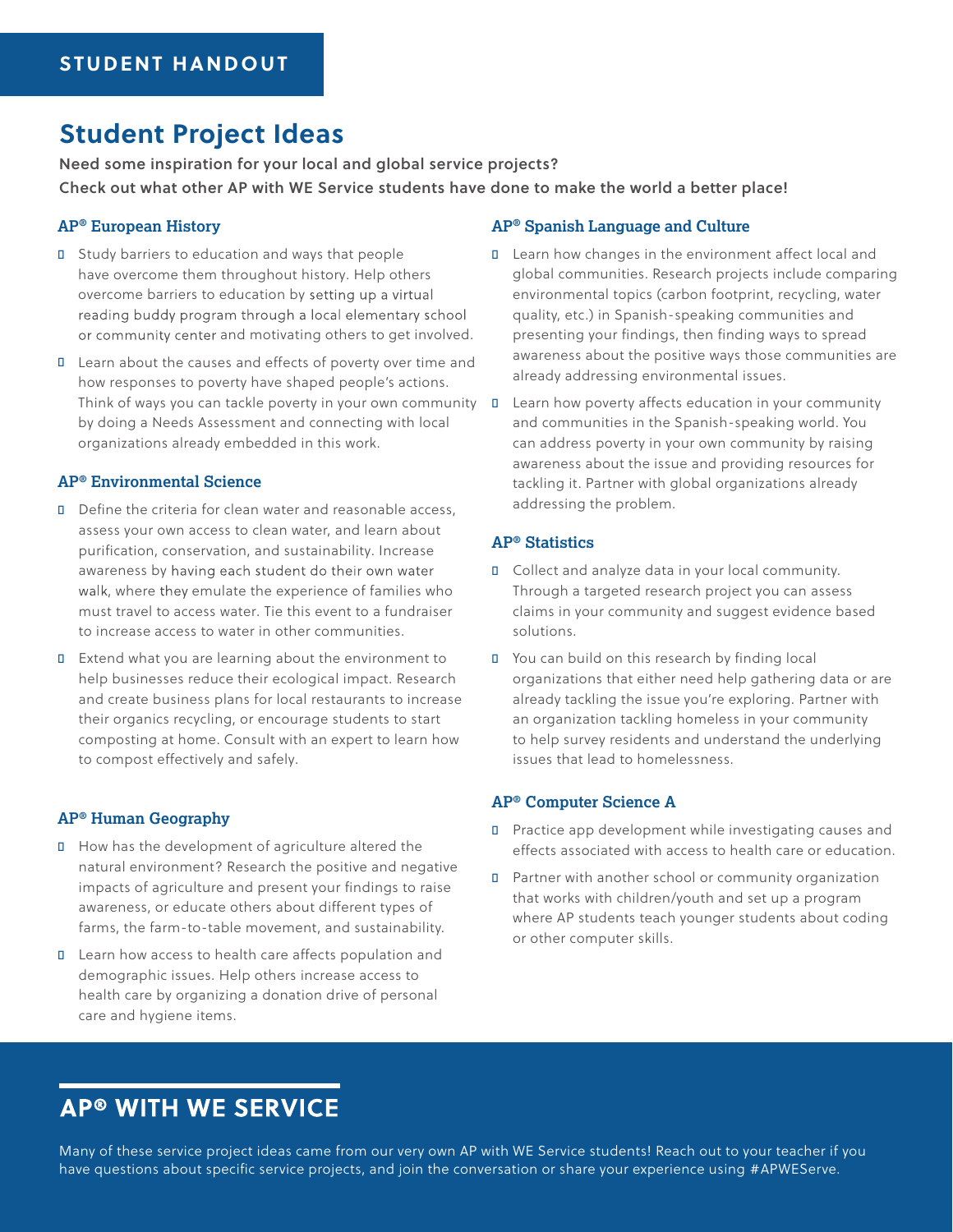**STUDENT HANDOUT**

# Student Project Ideas

**Need some inspiration for your local and global service projects?**
**Check out what other AP with WE Service students have done to make the world a better place!**

### AP® European History

- Study barriers to education and ways that people have overcome them throughout history. Help others overcome barriers to education by setting up a virtual reading buddy program through a local elementary school or community center and motivating others to get involved.
- Learn about the causes and effects of poverty over time and how responses to poverty have shaped people's actions. Think of ways you can tackle poverty in your own community by doing a Needs Assessment and connecting with local organizations already embedded in this work.

### AP® Environmental Science

- Define the criteria for clean water and reasonable access, assess your own access to clean water, and learn about purification, conservation, and sustainability. Increase awareness by having each student do their own water walk, where they emulate the experience of families who must travel to access water. Tie this event to a fundraiser to increase access to water in other communities.
- Extend what you are learning about the environment to help businesses reduce their ecological impact. Research and create business plans for local restaurants to increase their organics recycling, or encourage students to start composting at home. Consult with an expert to learn how to compost effectively and safely.

### AP® Human Geography

- How has the development of agriculture altered the natural environment? Research the positive and negative impacts of agriculture and present your findings to raise awareness, or educate others about different types of farms, the farm-to-table movement, and sustainability.
- Learn how access to health care affects population and demographic issues. Help others increase access to health care by organizing a donation drive of personal care and hygiene items.

### AP® Spanish Language and Culture

- Learn how changes in the environment affect local and global communities. Research projects include comparing environmental topics (carbon footprint, recycling, water quality, etc.) in Spanish-speaking communities and presenting your findings, then finding ways to spread awareness about the positive ways those communities are already addressing environmental issues.
- Learn how poverty affects education in your community and communities in the Spanish-speaking world. You can address poverty in your own community by raising awareness about the issue and providing resources for tackling it. Partner with global organizations already addressing the problem.

### AP® Statistics

- Collect and analyze data in your local community. Through a targeted research project you can assess claims in your community and suggest evidence based solutions.
- You can build on this research by finding local organizations that either need help gathering data or are already tackling the issue you're exploring. Partner with an organization tackling homeless in your community to help survey residents and understand the underlying issues that lead to homelessness.

### AP® Computer Science A

- Practice app development while investigating causes and effects associated with access to health care or education.
- Partner with another school or community organization that works with children/youth and set up a program where AP students teach younger students about coding or other computer skills.

## AP® WITH WE SERVICE

Many of these service project ideas came from our very own AP with WE Service students! Reach out to your teacher if you have questions about specific service projects, and join the conversation or share your experience using #APWEServe.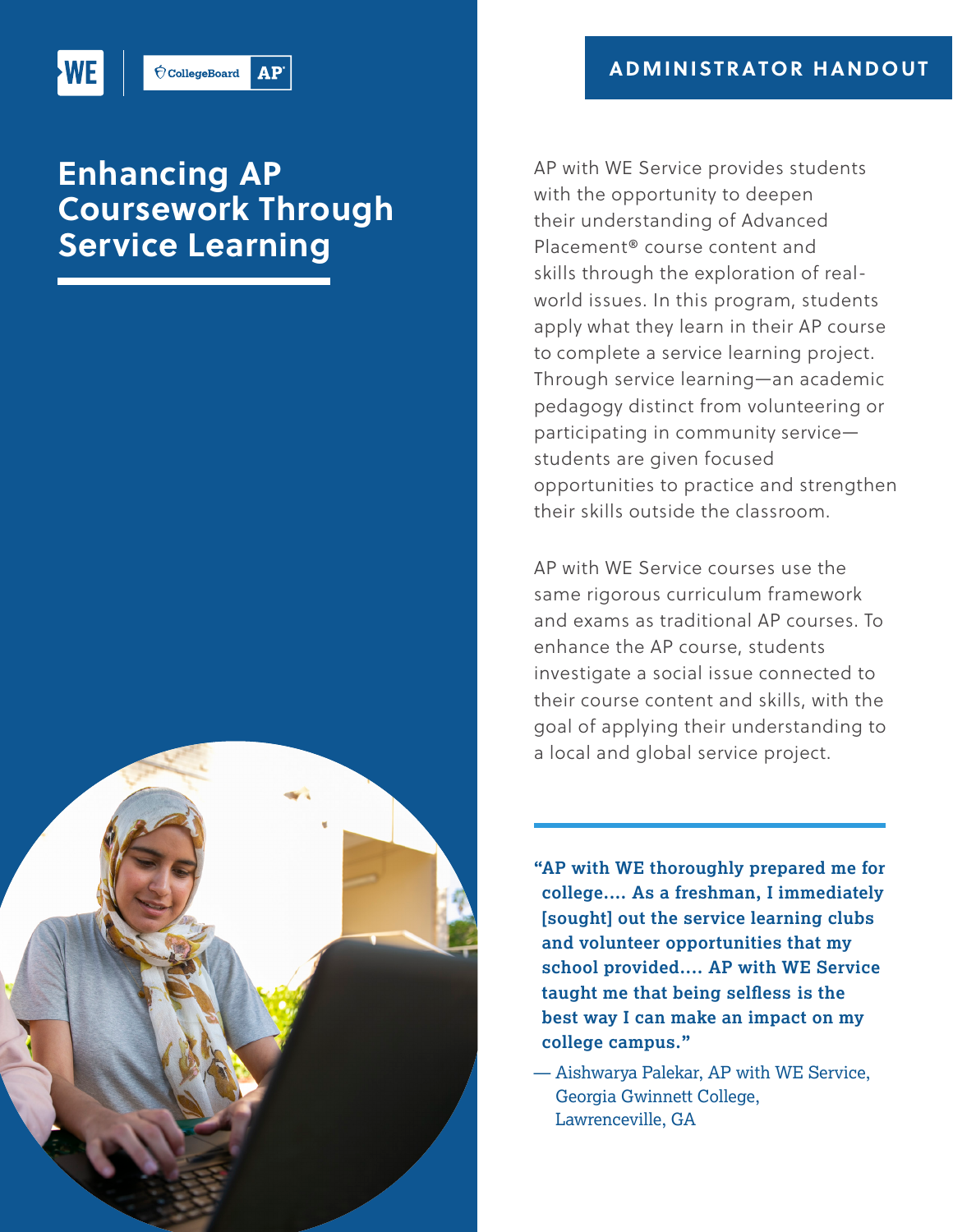ADMINISTRATOR HANDOUT

# Enhancing AP Coursework Through Service Learning

AP with WE Service provides students with the opportunity to deepen their understanding of Advanced Placement® course content and skills through the exploration of real-world issues. In this program, students apply what they learn in their AP course to complete a service learning project. Through service learning—an academic pedagogy distinct from volunteering or participating in community service—students are given focused opportunities to practice and strengthen their skills outside the classroom.

AP with WE Service courses use the same rigorous curriculum framework and exams as traditional AP courses. To enhance the AP course, students investigate a social issue connected to their course content and skills, with the goal of applying their understanding to a local and global service project.

> **"AP with WE thoroughly prepared me for college.... As a freshman, I immediately [sought] out the service learning clubs and volunteer opportunities that my school provided.... AP with WE Service taught me that being selfless is the best way I can make an impact on my college campus."**
>
> — Aishwarya Palekar, AP with WE Service, Georgia Gwinnett College, Lawrenceville, GA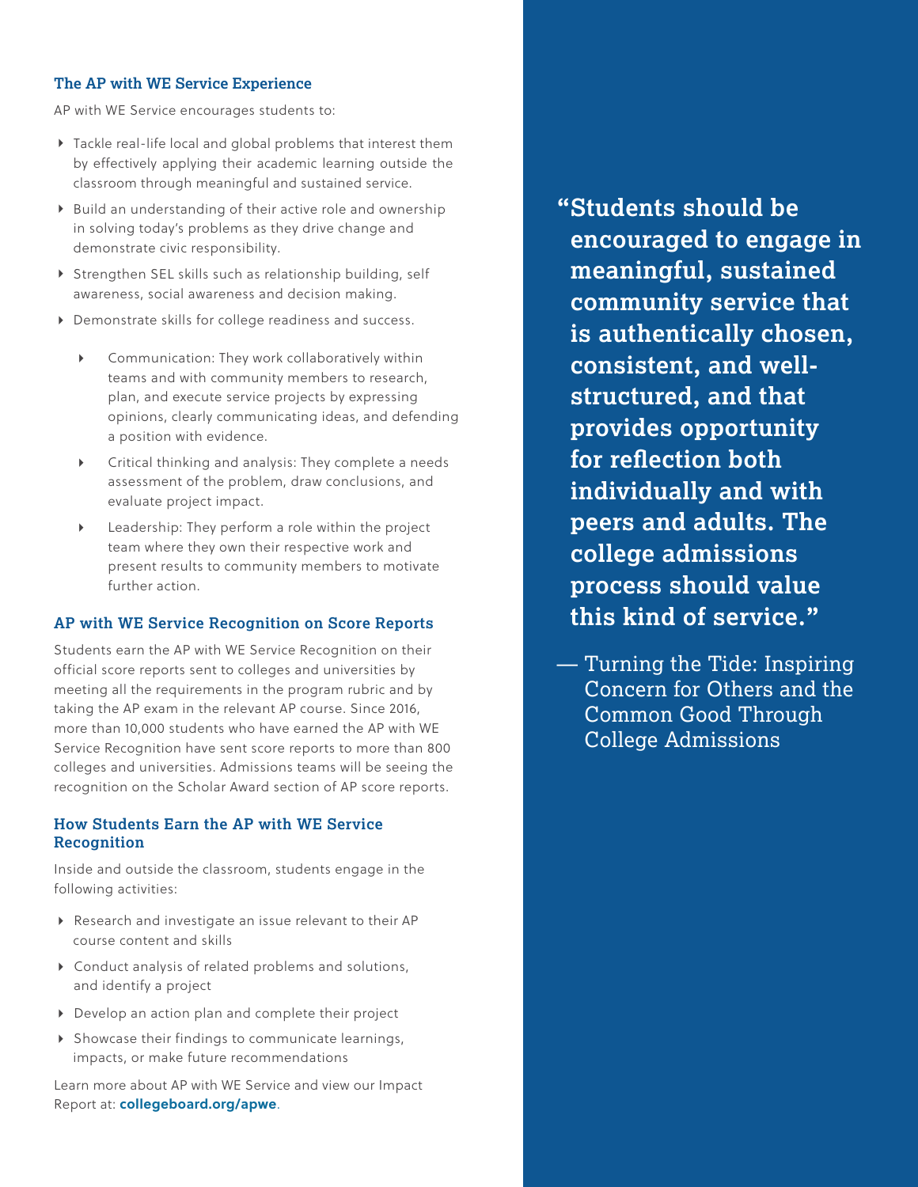### The AP with WE Service Experience

AP with WE Service encourages students to:

- Tackle real-life local and global problems that interest them by effectively applying their academic learning outside the classroom through meaningful and sustained service.
- Build an understanding of their active role and ownership in solving today's problems as they drive change and demonstrate civic responsibility.
- Strengthen SEL skills such as relationship building, self awareness, social awareness and decision making.
- Demonstrate skills for college readiness and success.
  - Communication: They work collaboratively within teams and with community members to research, plan, and execute service projects by expressing opinions, clearly communicating ideas, and defending a position with evidence.
  - Critical thinking and analysis: They complete a needs assessment of the problem, draw conclusions, and evaluate project impact.
  - Leadership: They perform a role within the project team where they own their respective work and present results to community members to motivate further action.

### AP with WE Service Recognition on Score Reports

Students earn the AP with WE Service Recognition on their official score reports sent to colleges and universities by meeting all the requirements in the program rubric and by taking the AP exam in the relevant AP course. Since 2016, more than 10,000 students who have earned the AP with WE Service Recognition have sent score reports to more than 800 colleges and universities. Admissions teams will be seeing the recognition on the Scholar Award section of AP score reports.

### How Students Earn the AP with WE Service Recognition

Inside and outside the classroom, students engage in the following activities:

- Research and investigate an issue relevant to their AP course content and skills
- Conduct analysis of related problems and solutions, and identify a project
- Develop an action plan and complete their project
- Showcase their findings to communicate learnings, impacts, or make future recommendations

Learn more about AP with WE Service and view our Impact Report at: **collegeboard.org/apwe**.

> **"Students should be encouraged to engage in meaningful, sustained community service that is authentically chosen, consistent, and well-structured, and that provides opportunity for reflection both individually and with peers and adults. The college admissions process should value this kind of service."**
>
> — Turning the Tide: Inspiring Concern for Others and the Common Good Through College Admissions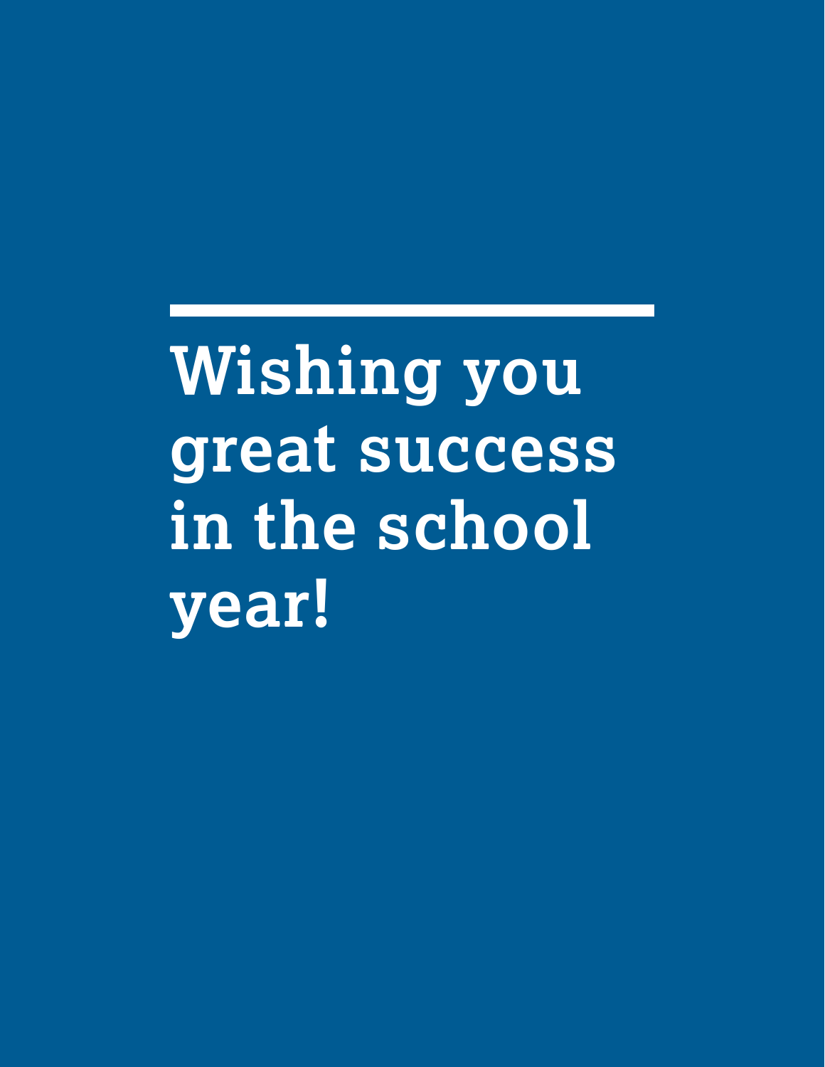# Wishing you great success in the school year!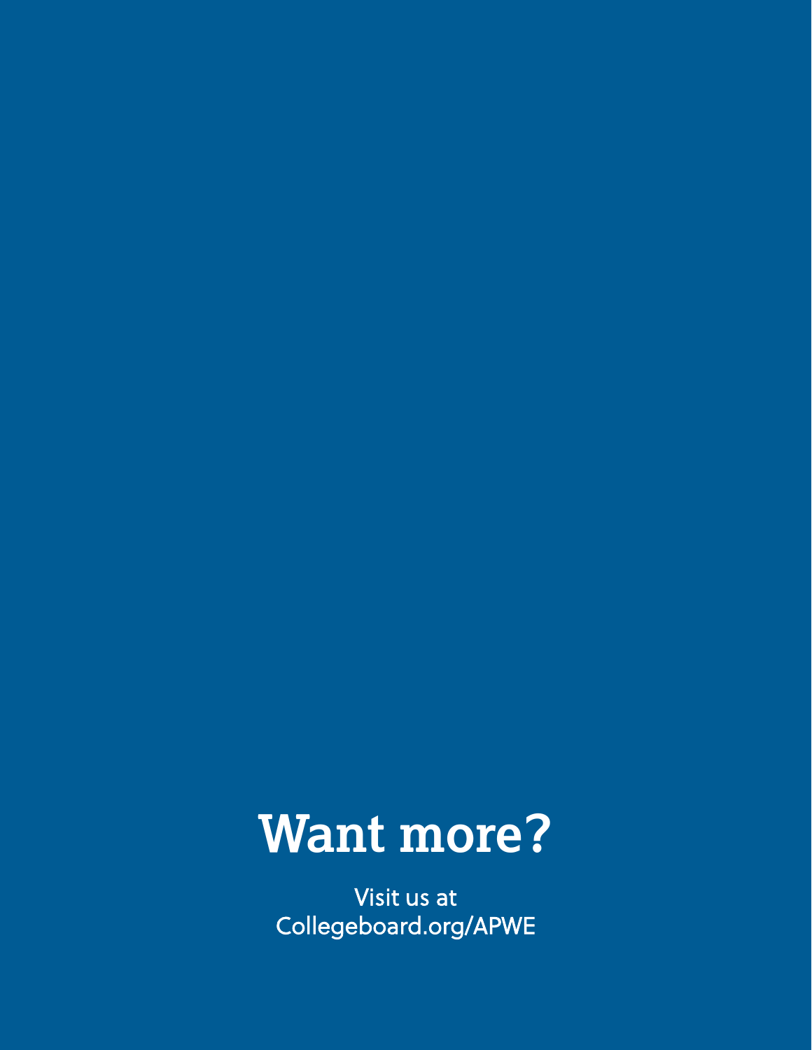# Want more?

Visit us at
Collegeboard.org/APWE